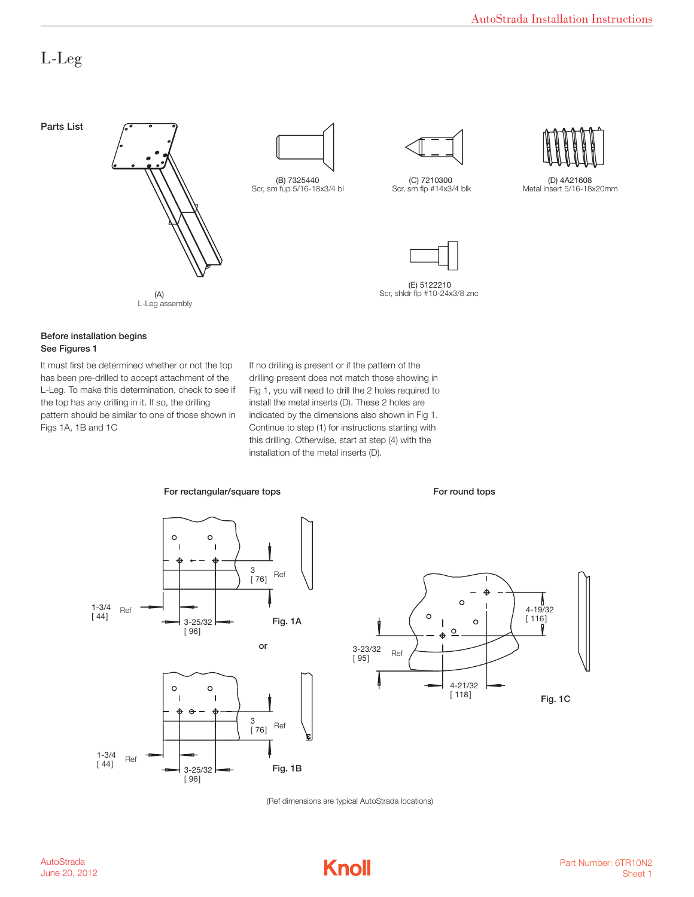# L-Leg

## Parts List

(A)
L-Leg assembly

(B) 7325440
Scr, sm fup 5/16-18x3/4 bl

(C) 7210300
Scr, sm flp #14x3/4 blk

(D) 4A21608
Metal insert 5/16-18x20mm

(E) 5122210
Scr, shldr flp #10-24x3/8 znc

**Before installation begins**
**See Figures 1**

It must first be determined whether or not the top has been pre-drilled to accept attachment of the L-Leg. To make this determination, check to see if the top has any drilling in it. If so, the drilling pattern should be similar to one of those shown in Figs 1A, 1B and 1C

If no drilling is present or if the pattern of the drilling present does not match those showing in Fig 1, you will need to drill the 2 holes required to install the metal inserts (D). These 2 holes are indicated by the dimensions also shown in Fig 1. Continue to step (1) for instructions starting with this drilling. Otherwise, start at step (4) with the installation of the metal inserts (D).

**For rectangular/square tops**

3 [ 76] Ref

1-3/4 [ 44] Ref

3-25/32 [ 96]

**Fig. 1A**

or

3 [ 76] Ref

1-3/4 [ 44] Ref

3-25/32 [ 96]

**Fig. 1B**

**For round tops**

4-19/32 [ 116]

3-23/32 [ 95] Ref

4-21/32 [ 118]

**Fig. 1C**

(Ref dimensions are typical AutoStrada locations)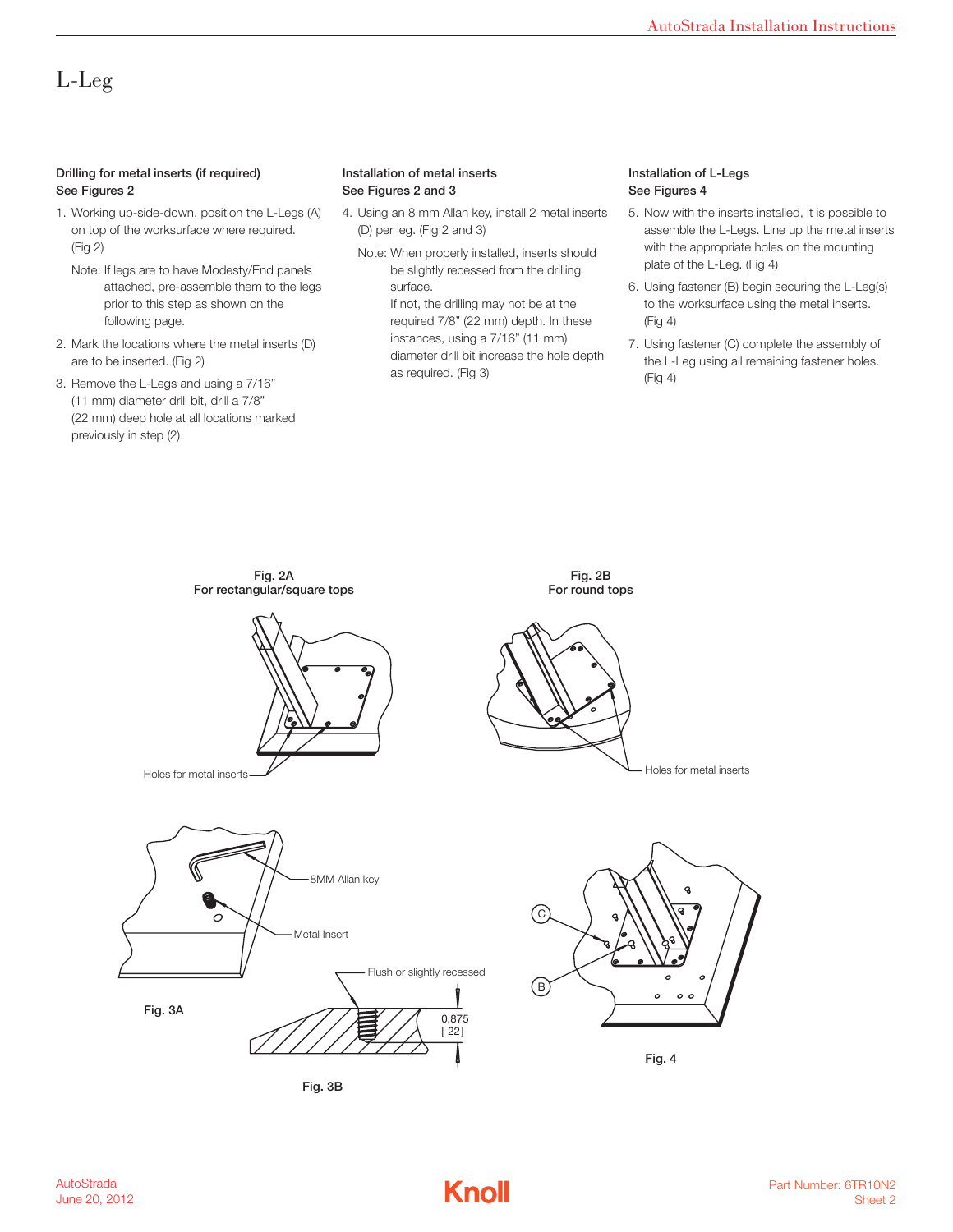# L-Leg

### Drilling for metal inserts (if required)
**See Figures 2**

1. Working up-side-down, position the L-Legs (A) on top of the worksurface where required. (Fig 2)

   Note: If legs are to have Modesty/End panels attached, pre-assemble them to the legs prior to this step as shown on the following page.

2. Mark the locations where the metal inserts (D) are to be inserted. (Fig 2)
3. Remove the L-Legs and using a 7/16" (11 mm) diameter drill bit, drill a 7/8" (22 mm) deep hole at all locations marked previously in step (2).

### Installation of metal inserts
**See Figures 2 and 3**

4. Using an 8 mm Allan key, install 2 metal inserts (D) per leg. (Fig 2 and 3)

   Note: When properly installed, inserts should be slightly recessed from the drilling surface.
   If not, the drilling may not be at the required 7/8" (22 mm) depth. In these instances, using a 7/16" (11 mm) diameter drill bit increase the hole depth as required. (Fig 3)

### Installation of L-Legs
**See Figures 4**

5. Now with the inserts installed, it is possible to assemble the L-Legs. Line up the metal inserts with the appropriate holes on the mounting plate of the L-Leg. (Fig 4)
6. Using fastener (B) begin securing the L-Leg(s) to the worksurface using the metal inserts. (Fig 4)
7. Using fastener (C) complete the assembly of the L-Leg using all remaining fastener holes. (Fig 4)

**Fig. 2A**
**For rectangular/square tops**

Holes for metal inserts

**Fig. 2B**
**For round tops**

Holes for metal inserts

8MM Allan key

Metal Insert

Flush or slightly recessed

0.875
[ 22]

**Fig. 3A**

**Fig. 3B**

C

B

**Fig. 4**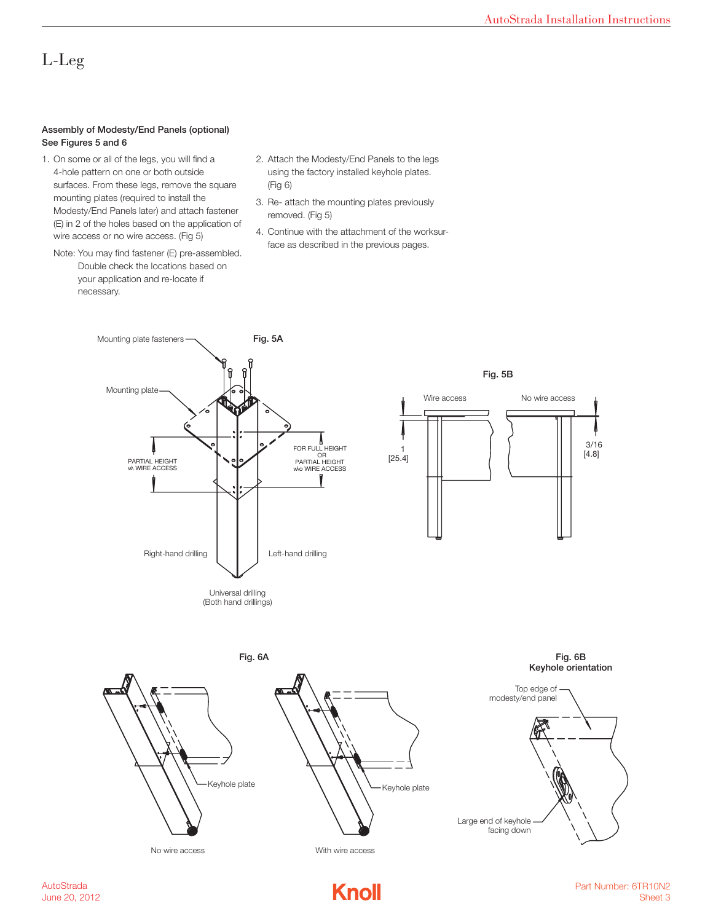# L-Leg

**Assembly of Modesty/End Panels (optional)**
**See Figures 5 and 6**

1. On some or all of the legs, you will find a 4-hole pattern on one or both outside surfaces. From these legs, remove the square mounting plates (required to install the Modesty/End Panels later) and attach fastener (E) in 2 of the holes based on the application of wire access or no wire access. (Fig 5)

   Note: You may find fastener (E) pre-assembled. Double check the locations based on your application and re-locate if necessary.

2. Attach the Modesty/End Panels to the legs using the factory installed keyhole plates. (Fig 6)
3. Re- attach the mounting plates previously removed. (Fig 5)
4. Continue with the attachment of the worksurface as described in the previous pages.

**Fig. 5A**

Mounting plate fasteners

Mounting plate

PARTIAL HEIGHT W\ WIRE ACCESS

FOR FULL HEIGHT OR PARTIAL HEIGHT W\O WIRE ACCESS

Right-hand drilling

Left-hand drilling

Universal drilling (Both hand drillings)

**Fig. 5B**

Wire access

No wire access

1 [25.4]

3/16 [4.8]

**Fig. 6A**

Keyhole plate

Keyhole plate

No wire access

With wire access

**Fig. 6B**
**Keyhole orientation**

Top edge of modesty/end panel

Large end of keyhole facing down